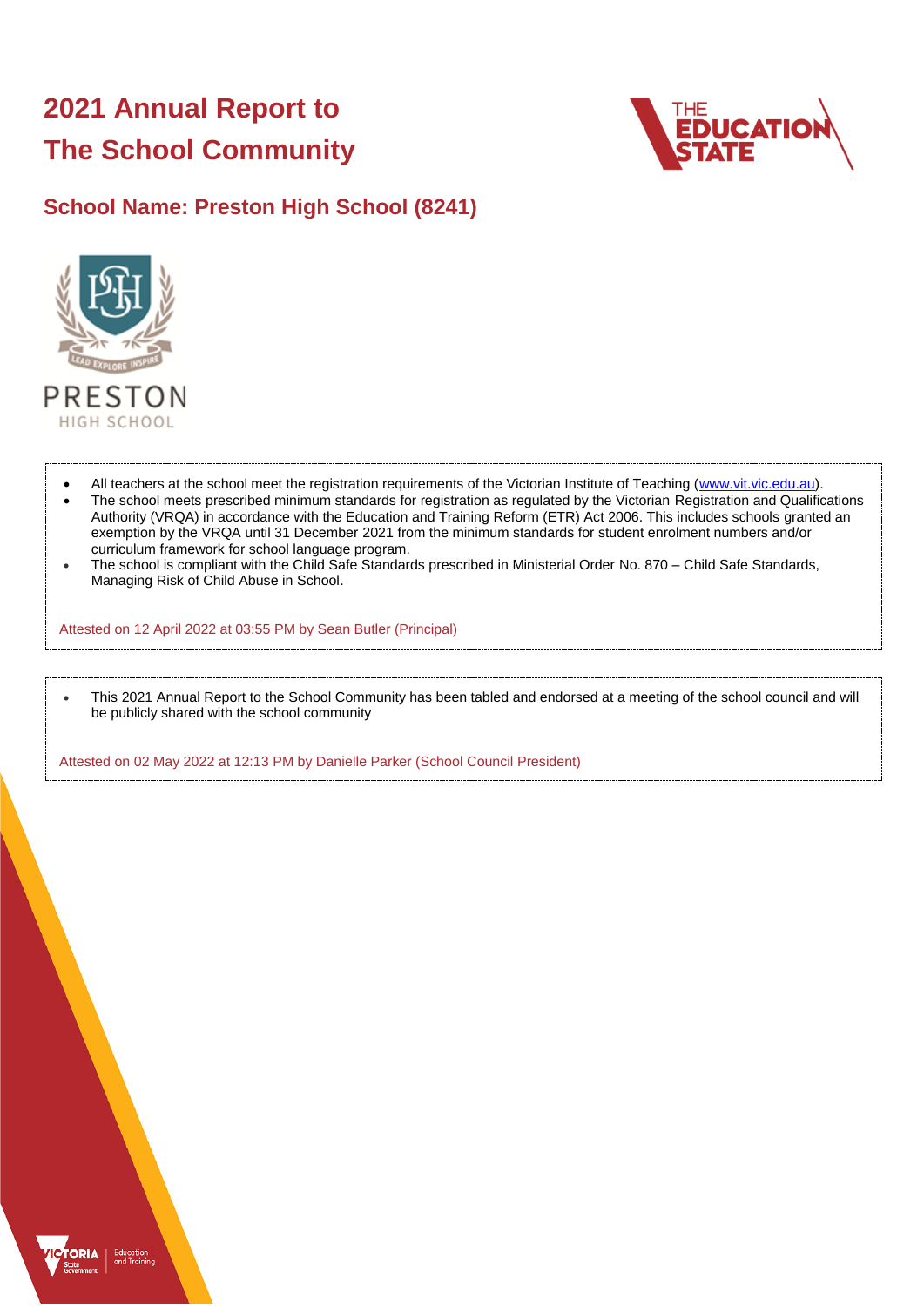# 2021 Annual Report to The School Community

## School Name: Preston High School (8241)

PRESTON
HIGH SCHOOL

- All teachers at the school meet the registration requirements of the Victorian Institute of Teaching (www.vit.vic.edu.au).
- The school meets prescribed minimum standards for registration as regulated by the Victorian Registration and Qualifications Authority (VRQA) in accordance with the Education and Training Reform (ETR) Act 2006. This includes schools granted an exemption by the VRQA until 31 December 2021 from the minimum standards for student enrolment numbers and/or curriculum framework for school language program.
- The school is compliant with the Child Safe Standards prescribed in Ministerial Order No. 870 – Child Safe Standards, Managing Risk of Child Abuse in School.

Attested on 12 April 2022 at 03:55 PM by Sean Butler (Principal)

- This 2021 Annual Report to the School Community has been tabled and endorsed at a meeting of the school council and will be publicly shared with the school community

Attested on 02 May 2022 at 12:13 PM by Danielle Parker (School Council President)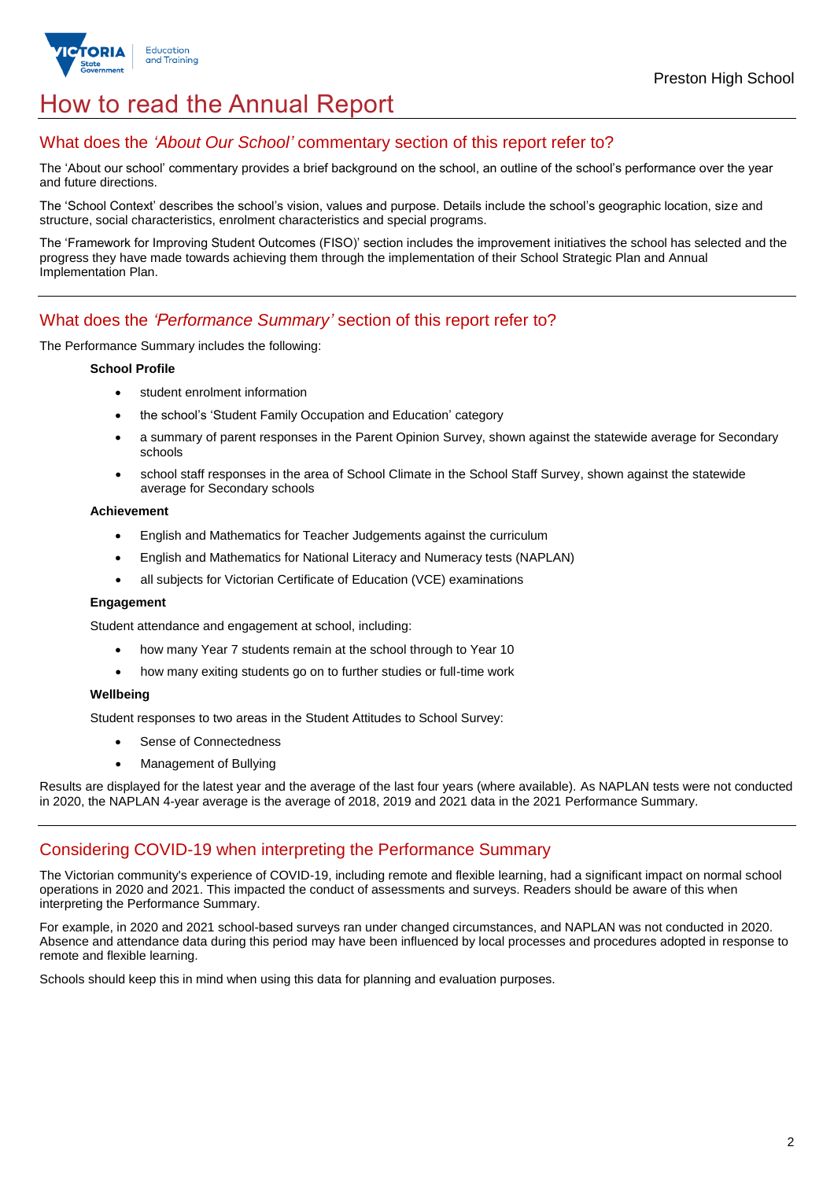# How to read the Annual Report

## What does the *'About Our School'* commentary section of this report refer to?

The 'About our school' commentary provides a brief background on the school, an outline of the school's performance over the year and future directions.

The 'School Context' describes the school's vision, values and purpose. Details include the school's geographic location, size and structure, social characteristics, enrolment characteristics and special programs.

The 'Framework for Improving Student Outcomes (FISO)' section includes the improvement initiatives the school has selected and the progress they have made towards achieving them through the implementation of their School Strategic Plan and Annual Implementation Plan.

## What does the *'Performance Summary'* section of this report refer to?

The Performance Summary includes the following:

**School Profile**

- student enrolment information
- the school's 'Student Family Occupation and Education' category
- a summary of parent responses in the Parent Opinion Survey, shown against the statewide average for Secondary schools
- school staff responses in the area of School Climate in the School Staff Survey, shown against the statewide average for Secondary schools

**Achievement**

- English and Mathematics for Teacher Judgements against the curriculum
- English and Mathematics for National Literacy and Numeracy tests (NAPLAN)
- all subjects for Victorian Certificate of Education (VCE) examinations

**Engagement**

Student attendance and engagement at school, including:

- how many Year 7 students remain at the school through to Year 10
- how many exiting students go on to further studies or full-time work

**Wellbeing**

Student responses to two areas in the Student Attitudes to School Survey:

- Sense of Connectedness
- Management of Bullying

Results are displayed for the latest year and the average of the last four years (where available). As NAPLAN tests were not conducted in 2020, the NAPLAN 4-year average is the average of 2018, 2019 and 2021 data in the 2021 Performance Summary.

## Considering COVID-19 when interpreting the Performance Summary

The Victorian community's experience of COVID-19, including remote and flexible learning, had a significant impact on normal school operations in 2020 and 2021. This impacted the conduct of assessments and surveys. Readers should be aware of this when interpreting the Performance Summary.

For example, in 2020 and 2021 school-based surveys ran under changed circumstances, and NAPLAN was not conducted in 2020. Absence and attendance data during this period may have been influenced by local processes and procedures adopted in response to remote and flexible learning.

Schools should keep this in mind when using this data for planning and evaluation purposes.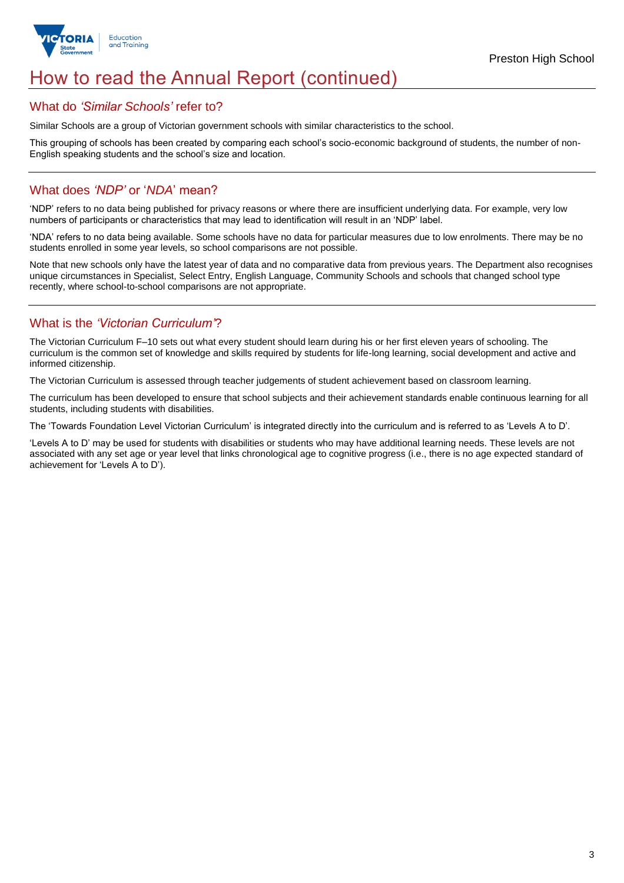# How to read the Annual Report (continued)

## What do *'Similar Schools'* refer to?

Similar Schools are a group of Victorian government schools with similar characteristics to the school.

This grouping of schools has been created by comparing each school's socio-economic background of students, the number of non-English speaking students and the school's size and location.

## What does *'NDP'* or '*NDA*' mean?

'NDP' refers to no data being published for privacy reasons or where there are insufficient underlying data. For example, very low numbers of participants or characteristics that may lead to identification will result in an 'NDP' label.

'NDA' refers to no data being available. Some schools have no data for particular measures due to low enrolments. There may be no students enrolled in some year levels, so school comparisons are not possible.

Note that new schools only have the latest year of data and no comparative data from previous years. The Department also recognises unique circumstances in Specialist, Select Entry, English Language, Community Schools and schools that changed school type recently, where school-to-school comparisons are not appropriate.

## What is the *'Victorian Curriculum'*?

The Victorian Curriculum F–10 sets out what every student should learn during his or her first eleven years of schooling. The curriculum is the common set of knowledge and skills required by students for life-long learning, social development and active and informed citizenship.

The Victorian Curriculum is assessed through teacher judgements of student achievement based on classroom learning.

The curriculum has been developed to ensure that school subjects and their achievement standards enable continuous learning for all students, including students with disabilities.

The 'Towards Foundation Level Victorian Curriculum' is integrated directly into the curriculum and is referred to as 'Levels A to D'.

'Levels A to D' may be used for students with disabilities or students who may have additional learning needs. These levels are not associated with any set age or year level that links chronological age to cognitive progress (i.e., there is no age expected standard of achievement for 'Levels A to D').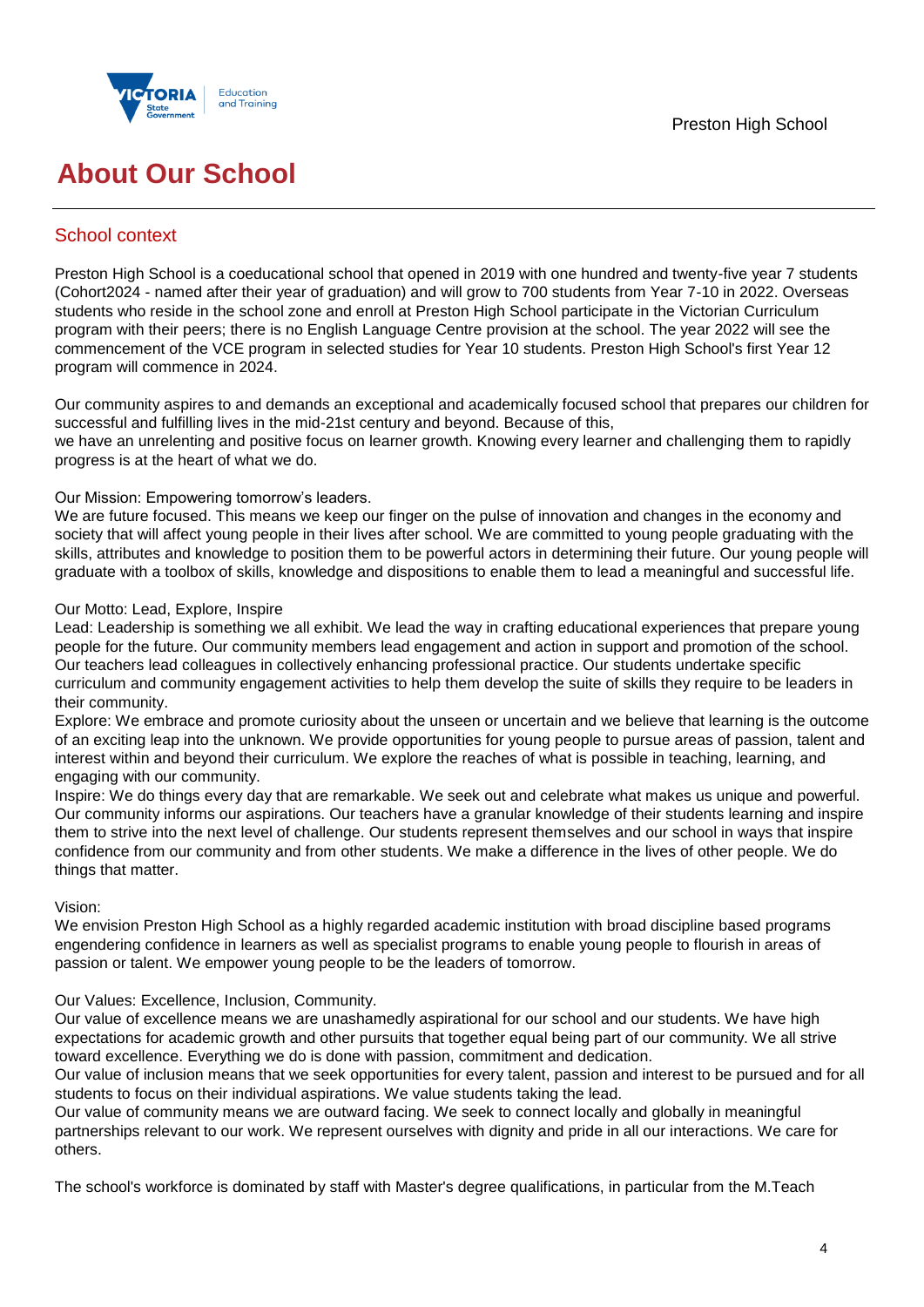# About Our School

## School context

Preston High School is a coeducational school that opened in 2019 with one hundred and twenty-five year 7 students (Cohort2024 - named after their year of graduation) and will grow to 700 students from Year 7-10 in 2022. Overseas students who reside in the school zone and enroll at Preston High School participate in the Victorian Curriculum program with their peers; there is no English Language Centre provision at the school. The year 2022 will see the commencement of the VCE program in selected studies for Year 10 students. Preston High School's first Year 12 program will commence in 2024.

Our community aspires to and demands an exceptional and academically focused school that prepares our children for successful and fulfilling lives in the mid-21st century and beyond. Because of this,
we have an unrelenting and positive focus on learner growth. Knowing every learner and challenging them to rapidly progress is at the heart of what we do.

Our Mission: Empowering tomorrow's leaders.
We are future focused. This means we keep our finger on the pulse of innovation and changes in the economy and society that will affect young people in their lives after school. We are committed to young people graduating with the skills, attributes and knowledge to position them to be powerful actors in determining their future. Our young people will graduate with a toolbox of skills, knowledge and dispositions to enable them to lead a meaningful and successful life.

Our Motto: Lead, Explore, Inspire
Lead: Leadership is something we all exhibit. We lead the way in crafting educational experiences that prepare young people for the future. Our community members lead engagement and action in support and promotion of the school. Our teachers lead colleagues in collectively enhancing professional practice. Our students undertake specific curriculum and community engagement activities to help them develop the suite of skills they require to be leaders in their community.
Explore: We embrace and promote curiosity about the unseen or uncertain and we believe that learning is the outcome of an exciting leap into the unknown. We provide opportunities for young people to pursue areas of passion, talent and interest within and beyond their curriculum. We explore the reaches of what is possible in teaching, learning, and engaging with our community.
Inspire: We do things every day that are remarkable. We seek out and celebrate what makes us unique and powerful. Our community informs our aspirations. Our teachers have a granular knowledge of their students learning and inspire them to strive into the next level of challenge. Our students represent themselves and our school in ways that inspire confidence from our community and from other students. We make a difference in the lives of other people. We do things that matter.

Vision:
We envision Preston High School as a highly regarded academic institution with broad discipline based programs engendering confidence in learners as well as specialist programs to enable young people to flourish in areas of passion or talent. We empower young people to be the leaders of tomorrow.

Our Values: Excellence, Inclusion, Community.
Our value of excellence means we are unashamedly aspirational for our school and our students. We have high expectations for academic growth and other pursuits that together equal being part of our community. We all strive toward excellence. Everything we do is done with passion, commitment and dedication.
Our value of inclusion means that we seek opportunities for every talent, passion and interest to be pursued and for all students to focus on their individual aspirations. We value students taking the lead.
Our value of community means we are outward facing. We seek to connect locally and globally in meaningful partnerships relevant to our work. We represent ourselves with dignity and pride in all our interactions. We care for others.

The school's workforce is dominated by staff with Master's degree qualifications, in particular from the M.Teach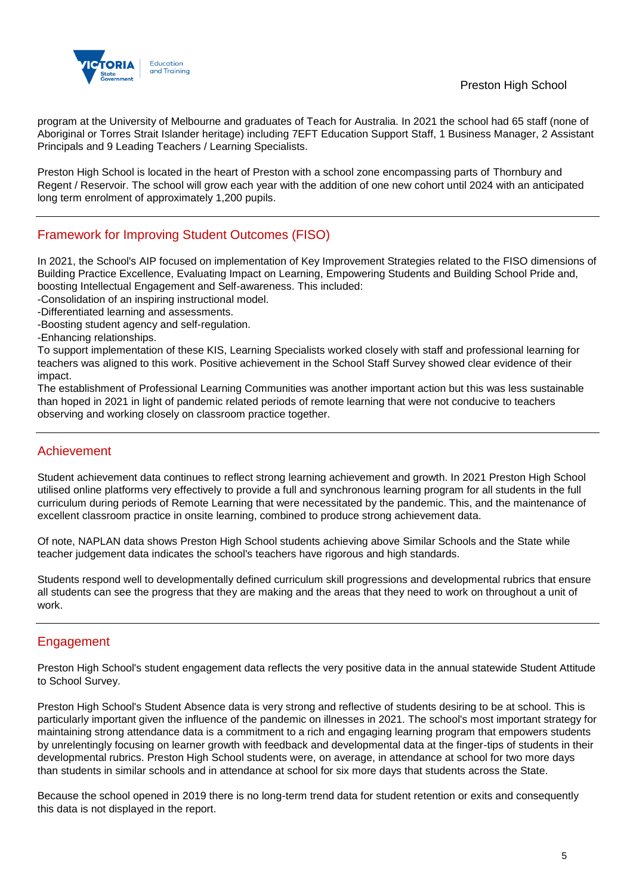program at the University of Melbourne and graduates of Teach for Australia. In 2021 the school had 65 staff (none of Aboriginal or Torres Strait Islander heritage) including 7EFT Education Support Staff, 1 Business Manager, 2 Assistant Principals and 9 Leading Teachers / Learning Specialists.

Preston High School is located in the heart of Preston with a school zone encompassing parts of Thornbury and Regent / Reservoir. The school will grow each year with the addition of one new cohort until 2024 with an anticipated long term enrolment of approximately 1,200 pupils.

## Framework for Improving Student Outcomes (FISO)

In 2021, the School's AIP focused on implementation of Key Improvement Strategies related to the FISO dimensions of Building Practice Excellence, Evaluating Impact on Learning, Empowering Students and Building School Pride and, boosting Intellectual Engagement and Self-awareness. This included:

-Consolidation of an inspiring instructional model.

-Differentiated learning and assessments.

-Boosting student agency and self-regulation.

-Enhancing relationships.

To support implementation of these KIS, Learning Specialists worked closely with staff and professional learning for teachers was aligned to this work. Positive achievement in the School Staff Survey showed clear evidence of their impact.

The establishment of Professional Learning Communities was another important action but this was less sustainable than hoped in 2021 in light of pandemic related periods of remote learning that were not conducive to teachers observing and working closely on classroom practice together.

## Achievement

Student achievement data continues to reflect strong learning achievement and growth. In 2021 Preston High School utilised online platforms very effectively to provide a full and synchronous learning program for all students in the full curriculum during periods of Remote Learning that were necessitated by the pandemic. This, and the maintenance of excellent classroom practice in onsite learning, combined to produce strong achievement data.

Of note, NAPLAN data shows Preston High School students achieving above Similar Schools and the State while teacher judgement data indicates the school's teachers have rigorous and high standards.

Students respond well to developmentally defined curriculum skill progressions and developmental rubrics that ensure all students can see the progress that they are making and the areas that they need to work on throughout a unit of work.

## Engagement

Preston High School's student engagement data reflects the very positive data in the annual statewide Student Attitude to School Survey.

Preston High School's Student Absence data is very strong and reflective of students desiring to be at school. This is particularly important given the influence of the pandemic on illnesses in 2021. The school's most important strategy for maintaining strong attendance data is a commitment to a rich and engaging learning program that empowers students by unrelentingly focusing on learner growth with feedback and developmental data at the finger-tips of students in their developmental rubrics. Preston High School students were, on average, in attendance at school for two more days than students in similar schools and in attendance at school for six more days that students across the State.

Because the school opened in 2019 there is no long-term trend data for student retention or exits and consequently this data is not displayed in the report.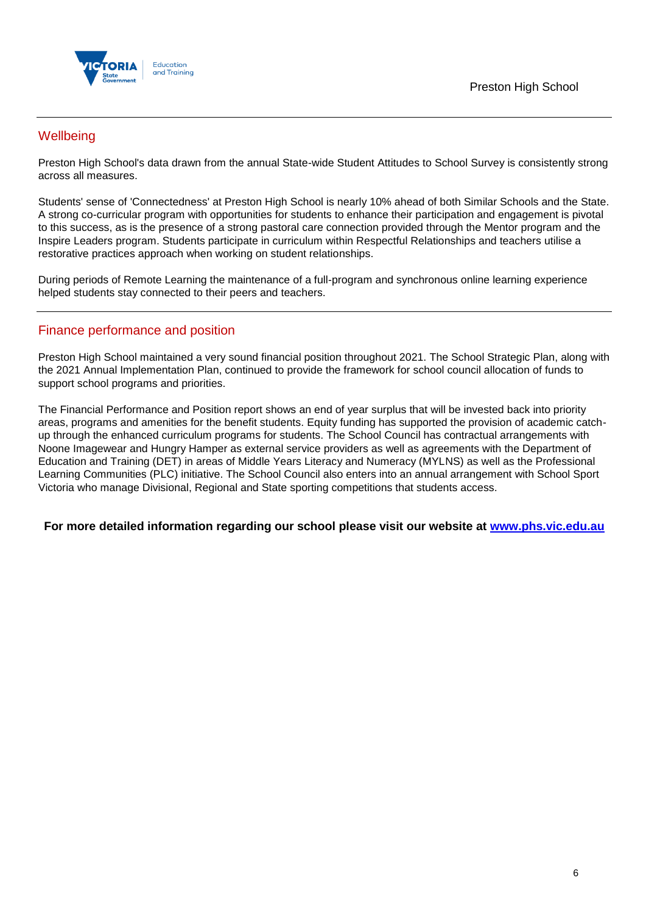## Wellbeing

Preston High School's data drawn from the annual State-wide Student Attitudes to School Survey is consistently strong across all measures.

Students' sense of 'Connectedness' at Preston High School is nearly 10% ahead of both Similar Schools and the State. A strong co-curricular program with opportunities for students to enhance their participation and engagement is pivotal to this success, as is the presence of a strong pastoral care connection provided through the Mentor program and the Inspire Leaders program. Students participate in curriculum within Respectful Relationships and teachers utilise a restorative practices approach when working on student relationships.

During periods of Remote Learning the maintenance of a full-program and synchronous online learning experience helped students stay connected to their peers and teachers.

## Finance performance and position

Preston High School maintained a very sound financial position throughout 2021. The School Strategic Plan, along with the 2021 Annual Implementation Plan, continued to provide the framework for school council allocation of funds to support school programs and priorities.

The Financial Performance and Position report shows an end of year surplus that will be invested back into priority areas, programs and amenities for the benefit students. Equity funding has supported the provision of academic catch-up through the enhanced curriculum programs for students. The School Council has contractual arrangements with Noone Imagewear and Hungry Hamper as external service providers as well as agreements with the Department of Education and Training (DET) in areas of Middle Years Literacy and Numeracy (MYLNS) as well as the Professional Learning Communities (PLC) initiative. The School Council also enters into an annual arrangement with School Sport Victoria who manage Divisional, Regional and State sporting competitions that students access.

**For more detailed information regarding our school please visit our website at [www.phs.vic.edu.au](http://www.phs.vic.edu.au)**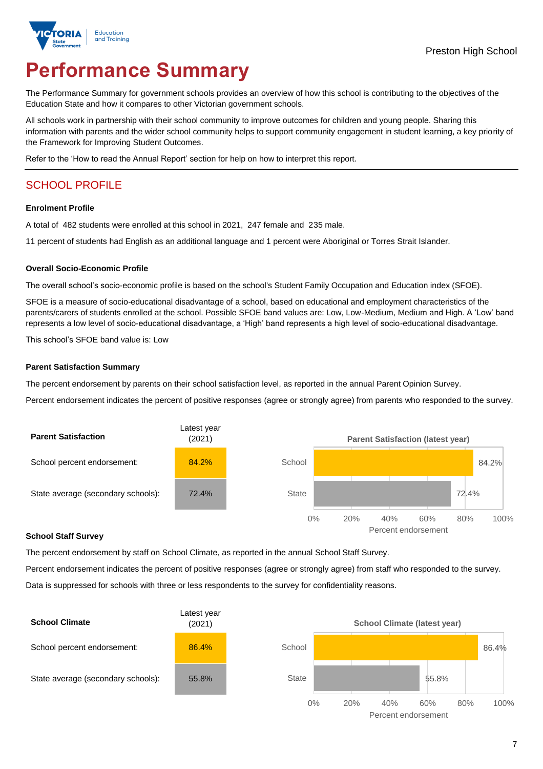Preston High School

# Performance Summary

The Performance Summary for government schools provides an overview of how this school is contributing to the objectives of the Education State and how it compares to other Victorian government schools.

All schools work in partnership with their school community to improve outcomes for children and young people. Sharing this information with parents and the wider school community helps to support community engagement in student learning, a key priority of the Framework for Improving Student Outcomes.

Refer to the 'How to read the Annual Report' section for help on how to interpret this report.

## SCHOOL PROFILE

### Enrolment Profile

A total of 482 students were enrolled at this school in 2021, 247 female and 235 male.

11 percent of students had English as an additional language and 1 percent were Aboriginal or Torres Strait Islander.

### Overall Socio-Economic Profile

The overall school's socio-economic profile is based on the school's Student Family Occupation and Education index (SFOE).

SFOE is a measure of socio-educational disadvantage of a school, based on educational and employment characteristics of the parents/carers of students enrolled at the school. Possible SFOE band values are: Low, Low-Medium, Medium and High. A 'Low' band represents a low level of socio-educational disadvantage, a 'High' band represents a high level of socio-educational disadvantage.

This school's SFOE band value is: Low

### Parent Satisfaction Summary

The percent endorsement by parents on their school satisfaction level, as reported in the annual Parent Opinion Survey.

Percent endorsement indicates the percent of positive responses (agree or strongly agree) from parents who responded to the survey.

| Parent Satisfaction | Latest year (2021) |
|---|---|
| School percent endorsement: | 84.2% |
| State average (secondary schools): | 72.4% |

**Parent Satisfaction (latest year)**

| | Percent endorsement |
|---|---|
| School | 84.2% |
| State | 72.4% |

### School Staff Survey

The percent endorsement by staff on School Climate, as reported in the annual School Staff Survey.

Percent endorsement indicates the percent of positive responses (agree or strongly agree) from staff who responded to the survey.

Data is suppressed for schools with three or less respondents to the survey for confidentiality reasons.

| School Climate | Latest year (2021) |
|---|---|
| School percent endorsement: | 86.4% |
| State average (secondary schools): | 55.8% |

**School Climate (latest year)**

| | Percent endorsement |
|---|---|
| School | 86.4% |
| State | 55.8% |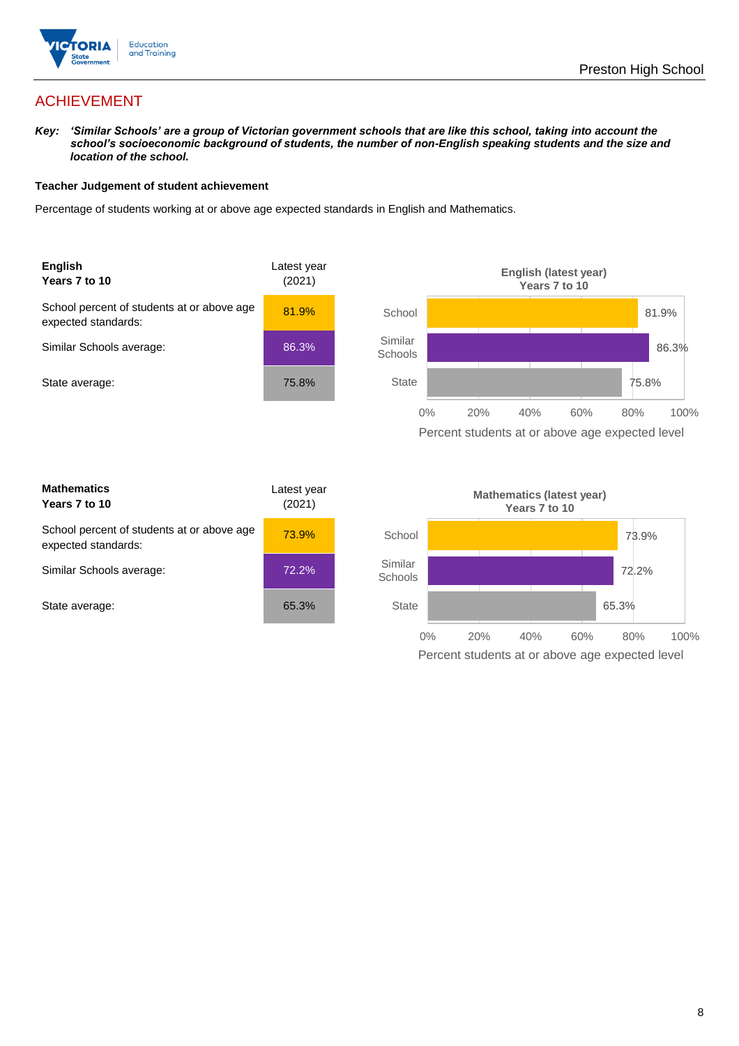# ACHIEVEMENT

***Key:** 'Similar Schools' are a group of Victorian government schools that are like this school, taking into account the school's socioeconomic background of students, the number of non-English speaking students and the size and location of the school.*

**Teacher Judgement of student achievement**

Percentage of students working at or above age expected standards in English and Mathematics.

| **English Years 7 to 10** | Latest year (2021) |
| --- | --- |
| School percent of students at or above age expected standards: | 81.9% |
| Similar Schools average: | 86.3% |
| State average: | 75.8% |

**English (latest year) Years 7 to 10**

| | Percent students at or above age expected level |
| --- | --- |
| School | 81.9% |
| Similar Schools | 86.3% |
| State | 75.8% |

| **Mathematics Years 7 to 10** | Latest year (2021) |
| --- | --- |
| School percent of students at or above age expected standards: | 73.9% |
| Similar Schools average: | 72.2% |
| State average: | 65.3% |

**Mathematics (latest year) Years 7 to 10**

| | Percent students at or above age expected level |
| --- | --- |
| School | 73.9% |
| Similar Schools | 72.2% |
| State | 65.3% |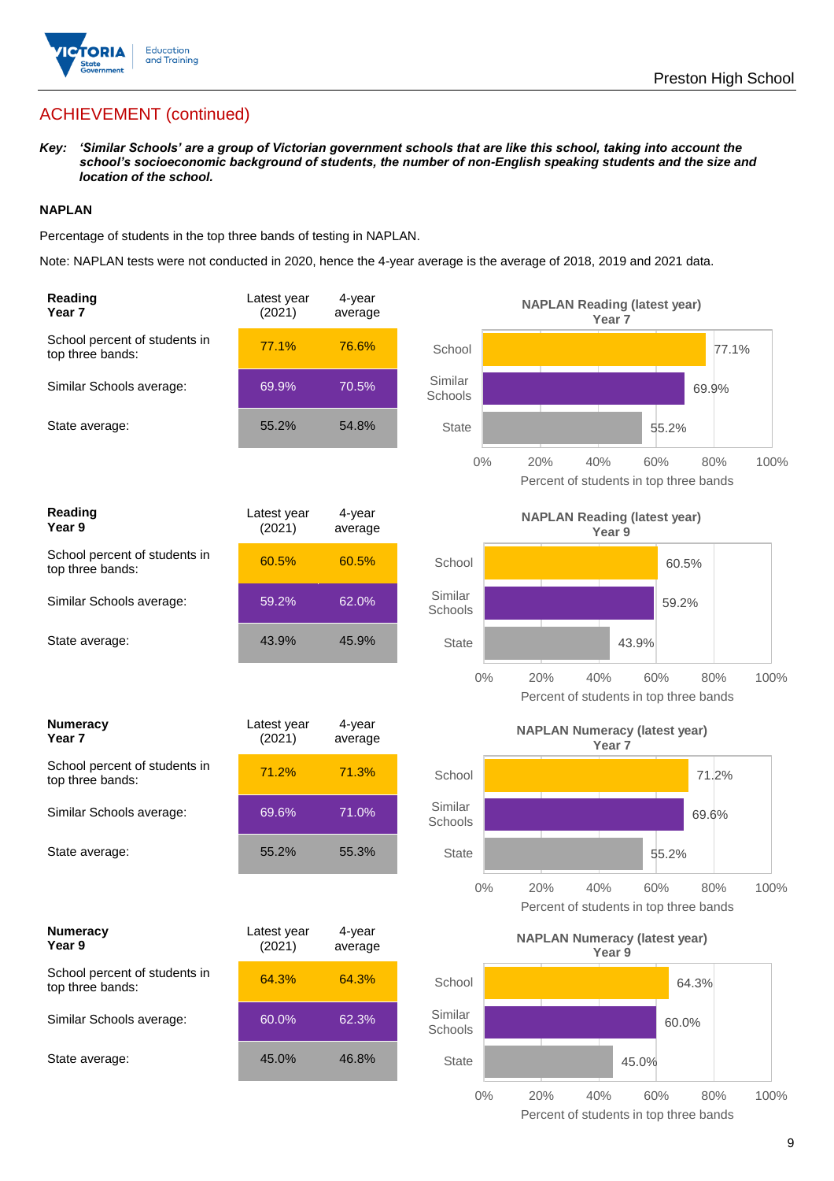## ACHIEVEMENT (continued)

***Key:*** ***'Similar Schools' are a group of Victorian government schools that are like this school, taking into account the school's socioeconomic background of students, the number of non-English speaking students and the size and location of the school.***

### NAPLAN

Percentage of students in the top three bands of testing in NAPLAN.

Note: NAPLAN tests were not conducted in 2020, hence the 4-year average is the average of 2018, 2019 and 2021 data.

| **Reading Year 7** | Latest year (2021) | 4-year average |
|---|---|---|
| School percent of students in top three bands: | 77.1% | 76.6% |
| Similar Schools average: | 69.9% | 70.5% |
| State average: | 55.2% | 54.8% |

**NAPLAN Reading (latest year) Year 7**

| | Percent of students in top three bands |
|---|---|
| School | 77.1% |
| Similar Schools | 69.9% |
| State | 55.2% |

| **Reading Year 9** | Latest year (2021) | 4-year average |
|---|---|---|
| School percent of students in top three bands: | 60.5% | 60.5% |
| Similar Schools average: | 59.2% | 62.0% |
| State average: | 43.9% | 45.9% |

**NAPLAN Reading (latest year) Year 9**

| | Percent of students in top three bands |
|---|---|
| School | 60.5% |
| Similar Schools | 59.2% |
| State | 43.9% |

| **Numeracy Year 7** | Latest year (2021) | 4-year average |
|---|---|---|
| School percent of students in top three bands: | 71.2% | 71.3% |
| Similar Schools average: | 69.6% | 71.0% |
| State average: | 55.2% | 55.3% |

**NAPLAN Numeracy (latest year) Year 7**

| | Percent of students in top three bands |
|---|---|
| School | 71.2% |
| Similar Schools | 69.6% |
| State | 55.2% |

| **Numeracy Year 9** | Latest year (2021) | 4-year average |
|---|---|---|
| School percent of students in top three bands: | 64.3% | 64.3% |
| Similar Schools average: | 60.0% | 62.3% |
| State average: | 45.0% | 46.8% |

**NAPLAN Numeracy (latest year) Year 9**

| | Percent of students in top three bands |
|---|---|
| School | 64.3% |
| Similar Schools | 60.0% |
| State | 45.0% |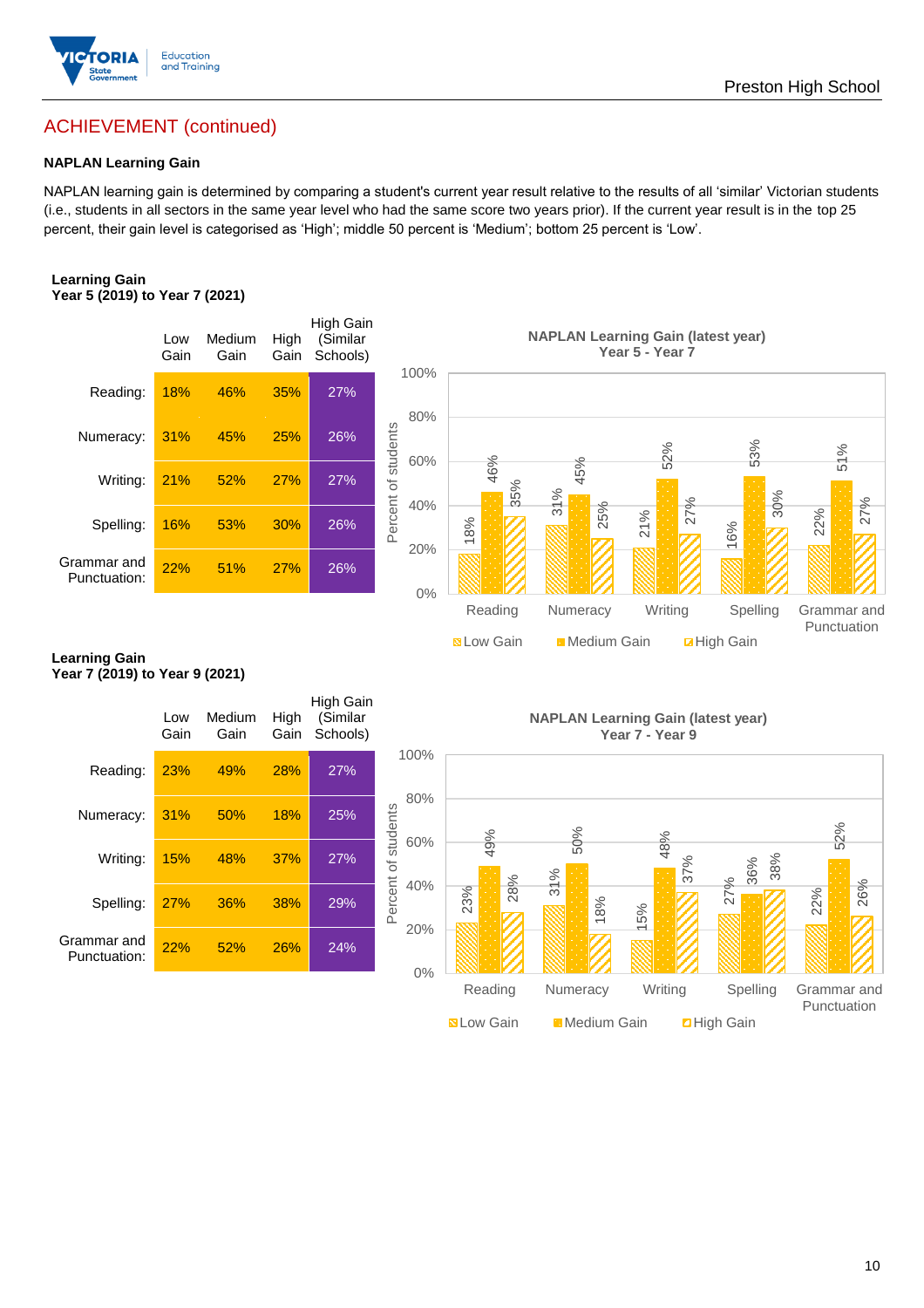## ACHIEVEMENT (continued)

### NAPLAN Learning Gain

NAPLAN learning gain is determined by comparing a student's current year result relative to the results of all 'similar' Victorian students (i.e., students in all sectors in the same year level who had the same score two years prior). If the current year result is in the top 25 percent, their gain level is categorised as 'High'; middle 50 percent is 'Medium'; bottom 25 percent is 'Low'.

**Learning Gain**
**Year 5 (2019) to Year 7 (2021)**

| | Low Gain | Medium Gain | High Gain | High Gain (Similar Schools) |
|---|---|---|---|---|
| Reading: | 18% | 46% | 35% | 27% |
| Numeracy: | 31% | 45% | 25% | 26% |
| Writing: | 21% | 52% | 27% | 27% |
| Spelling: | 16% | 53% | 30% | 26% |
| Grammar and Punctuation: | 22% | 51% | 27% | 26% |

**NAPLAN Learning Gain (latest year)**
**Year 5 - Year 7**

| | Low Gain | Medium Gain | High Gain |
|---|---|---|---|
| Reading | 18% | 46% | 35% |
| Numeracy | 31% | 45% | 25% |
| Writing | 21% | 52% | 27% |
| Spelling | 16% | 53% | 30% |
| Grammar and Punctuation | 22% | 51% | 27% |

**Learning Gain**
**Year 7 (2019) to Year 9 (2021)**

| | Low Gain | Medium Gain | High Gain | High Gain (Similar Schools) |
|---|---|---|---|---|
| Reading: | 23% | 49% | 28% | 27% |
| Numeracy: | 31% | 50% | 18% | 25% |
| Writing: | 15% | 48% | 37% | 27% |
| Spelling: | 27% | 36% | 38% | 29% |
| Grammar and Punctuation: | 22% | 52% | 26% | 24% |

**NAPLAN Learning Gain (latest year)**
**Year 7 - Year 9**

| | Low Gain | Medium Gain | High Gain |
|---|---|---|---|
| Reading | 23% | 49% | 28% |
| Numeracy | 31% | 50% | 18% |
| Writing | 15% | 48% | 37% |
| Spelling | 27% | 36% | 38% |
| Grammar and Punctuation | 22% | 52% | 26% |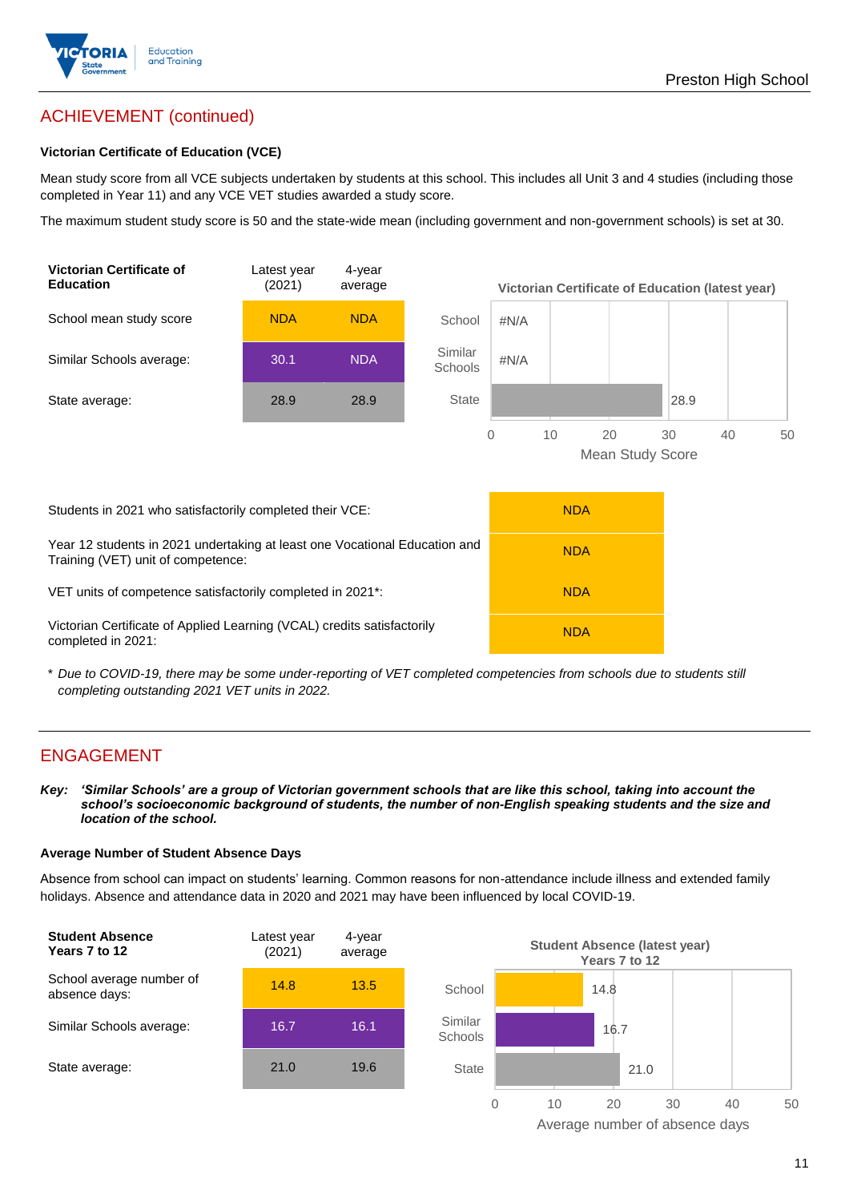## ACHIEVEMENT (continued)

### Victorian Certificate of Education (VCE)

Mean study score from all VCE subjects undertaken by students at this school. This includes all Unit 3 and 4 studies (including those completed in Year 11) and any VCE VET studies awarded a study score.

The maximum student study score is 50 and the state-wide mean (including government and non-government schools) is set at 30.

| Victorian Certificate of Education | Latest year (2021) | 4-year average |
|---|---|---|
| School mean study score | NDA | NDA |
| Similar Schools average: | 30.1 | NDA |
| State average: | 28.9 | 28.9 |

**Victorian Certificate of Education (latest year)**

| | Mean Study Score |
|---|---|
| School | #N/A |
| Similar Schools | #N/A |
| State | 28.9 |

| | |
|---|---|
| Students in 2021 who satisfactorily completed their VCE: | NDA |
| Year 12 students in 2021 undertaking at least one Vocational Education and Training (VET) unit of competence: | NDA |
| VET units of competence satisfactorily completed in 2021*: | NDA |
| Victorian Certificate of Applied Learning (VCAL) credits satisfactorily completed in 2021: | NDA |

\* *Due to COVID-19, there may be some under-reporting of VET completed competencies from schools due to students still completing outstanding 2021 VET units in 2022.*

## ENGAGEMENT

***Key:** 'Similar Schools' are a group of Victorian government schools that are like this school, taking into account the school's socioeconomic background of students, the number of non-English speaking students and the size and location of the school.*

### Average Number of Student Absence Days

Absence from school can impact on students' learning. Common reasons for non-attendance include illness and extended family holidays. Absence and attendance data in 2020 and 2021 may have been influenced by local COVID-19.

| Student Absence Years 7 to 12 | Latest year (2021) | 4-year average |
|---|---|---|
| School average number of absence days: | 14.8 | 13.5 |
| Similar Schools average: | 16.7 | 16.1 |
| State average: | 21.0 | 19.6 |

**Student Absence (latest year) Years 7 to 12**

| | Average number of absence days |
|---|---|
| School | 14.8 |
| Similar Schools | 16.7 |
| State | 21.0 |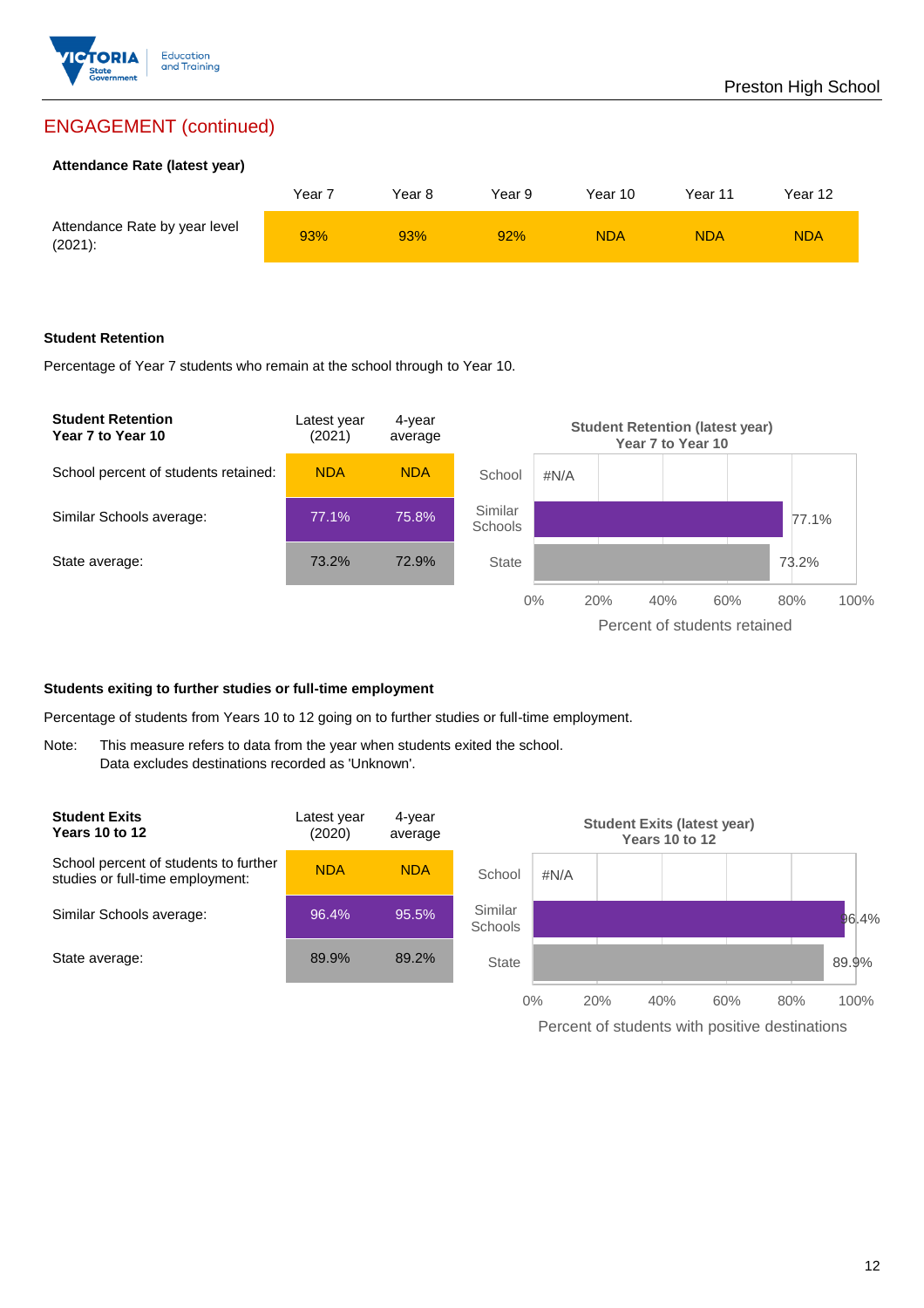## ENGAGEMENT (continued)

### Attendance Rate (latest year)

| | Year 7 | Year 8 | Year 9 | Year 10 | Year 11 | Year 12 |
|---|---|---|---|---|---|---|
| Attendance Rate by year level (2021): | 93% | 93% | 92% | NDA | NDA | NDA |

### Student Retention

Percentage of Year 7 students who remain at the school through to Year 10.

| Student Retention Year 7 to Year 10 | Latest year (2021) | 4-year average |
|---|---|---|
| School percent of students retained: | NDA | NDA |
| Similar Schools average: | 77.1% | 75.8% |
| State average: | 73.2% | 72.9% |

**Student Retention (latest year) Year 7 to Year 10**

| | Percent of students retained |
|---|---|
| School | #N/A |
| Similar Schools | 77.1% |
| State | 73.2% |

### Students exiting to further studies or full-time employment

Percentage of students from Years 10 to 12 going on to further studies or full-time employment.

Note: This measure refers to data from the year when students exited the school. Data excludes destinations recorded as 'Unknown'.

| Student Exits Years 10 to 12 | Latest year (2020) | 4-year average |
|---|---|---|
| School percent of students to further studies or full-time employment: | NDA | NDA |
| Similar Schools average: | 96.4% | 95.5% |
| State average: | 89.9% | 89.2% |

**Student Exits (latest year) Years 10 to 12**

| | Percent of students with positive destinations |
|---|---|
| School | #N/A |
| Similar Schools | 96.4% |
| State | 89.9% |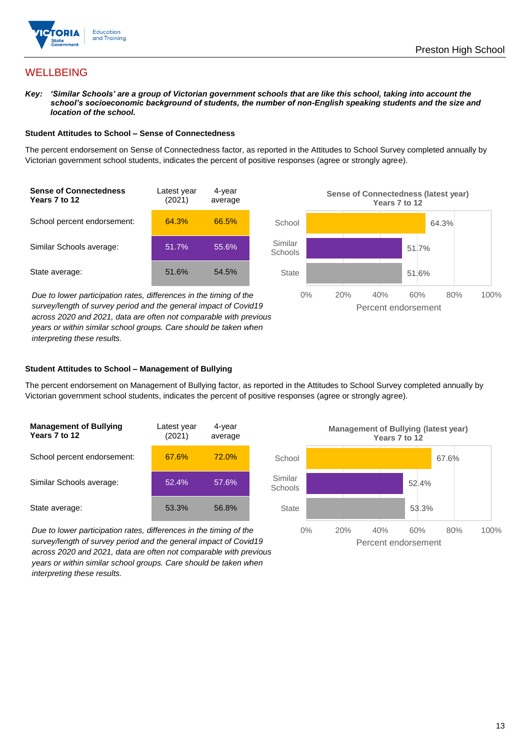# WELLBEING

***Key:*** ***'Similar Schools' are a group of Victorian government schools that are like this school, taking into account the school's socioeconomic background of students, the number of non-English speaking students and the size and location of the school.***

### Student Attitudes to School – Sense of Connectedness

The percent endorsement on Sense of Connectedness factor, as reported in the Attitudes to School Survey completed annually by Victorian government school students, indicates the percent of positive responses (agree or strongly agree).

| **Sense of Connectedness Years 7 to 12** | Latest year (2021) | 4-year average |
|---|---|---|
| School percent endorsement: | 64.3% | 66.5% |
| Similar Schools average: | 51.7% | 55.6% |
| State average: | 51.6% | 54.5% |

**Sense of Connectedness (latest year) Years 7 to 12**

| | Percent endorsement |
|---|---|
| School | 64.3% |
| Similar Schools | 51.7% |
| State | 51.6% |

*Due to lower participation rates, differences in the timing of the survey/length of survey period and the general impact of Covid19 across 2020 and 2021, data are often not comparable with previous years or within similar school groups. Care should be taken when interpreting these results.*

### Student Attitudes to School – Management of Bullying

The percent endorsement on Management of Bullying factor, as reported in the Attitudes to School Survey completed annually by Victorian government school students, indicates the percent of positive responses (agree or strongly agree).

| **Management of Bullying Years 7 to 12** | Latest year (2021) | 4-year average |
|---|---|---|
| School percent endorsement: | 67.6% | 72.0% |
| Similar Schools average: | 52.4% | 57.6% |
| State average: | 53.3% | 56.8% |

**Management of Bullying (latest year) Years 7 to 12**

| | Percent endorsement |
|---|---|
| School | 67.6% |
| Similar Schools | 52.4% |
| State | 53.3% |

*Due to lower participation rates, differences in the timing of the survey/length of survey period and the general impact of Covid19 across 2020 and 2021, data are often not comparable with previous years or within similar school groups. Care should be taken when interpreting these results.*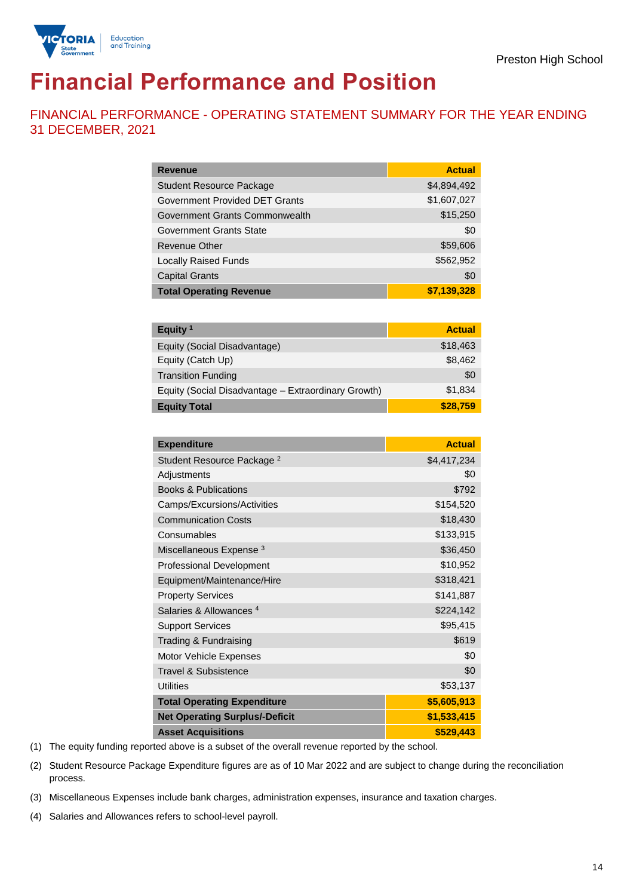Preston High School

# Financial Performance and Position

## FINANCIAL PERFORMANCE - OPERATING STATEMENT SUMMARY FOR THE YEAR ENDING 31 DECEMBER, 2021

| Revenue | Actual |
|---|---|
| Student Resource Package | $4,894,492 |
| Government Provided DET Grants | $1,607,027 |
| Government Grants Commonwealth | $15,250 |
| Government Grants State | $0 |
| Revenue Other | $59,606 |
| Locally Raised Funds | $562,952 |
| Capital Grants | $0 |
| **Total Operating Revenue** | **$7,139,328** |

| Equity [1] | Actual |
|---|---|
| Equity (Social Disadvantage) | $18,463 |
| Equity (Catch Up) | $8,462 |
| Transition Funding | $0 |
| Equity (Social Disadvantage – Extraordinary Growth) | $1,834 |
| **Equity Total** | **$28,759** |

| Expenditure | Actual |
|---|---|
| Student Resource Package [2] | $4,417,234 |
| Adjustments | $0 |
| Books & Publications | $792 |
| Camps/Excursions/Activities | $154,520 |
| Communication Costs | $18,430 |
| Consumables | $133,915 |
| Miscellaneous Expense [3] | $36,450 |
| Professional Development | $10,952 |
| Equipment/Maintenance/Hire | $318,421 |
| Property Services | $141,887 |
| Salaries & Allowances [4] | $224,142 |
| Support Services | $95,415 |
| Trading & Fundraising | $619 |
| Motor Vehicle Expenses | $0 |
| Travel & Subsistence | $0 |
| Utilities | $53,137 |
| **Total Operating Expenditure** | **$5,605,913** |
| **Net Operating Surplus/-Deficit** | **$1,533,415** |
| **Asset Acquisitions** | **$529,443** |

(1) The equity funding reported above is a subset of the overall revenue reported by the school.

(2) Student Resource Package Expenditure figures are as of 10 Mar 2022 and are subject to change during the reconciliation process.

(3) Miscellaneous Expenses include bank charges, administration expenses, insurance and taxation charges.

(4) Salaries and Allowances refers to school-level payroll.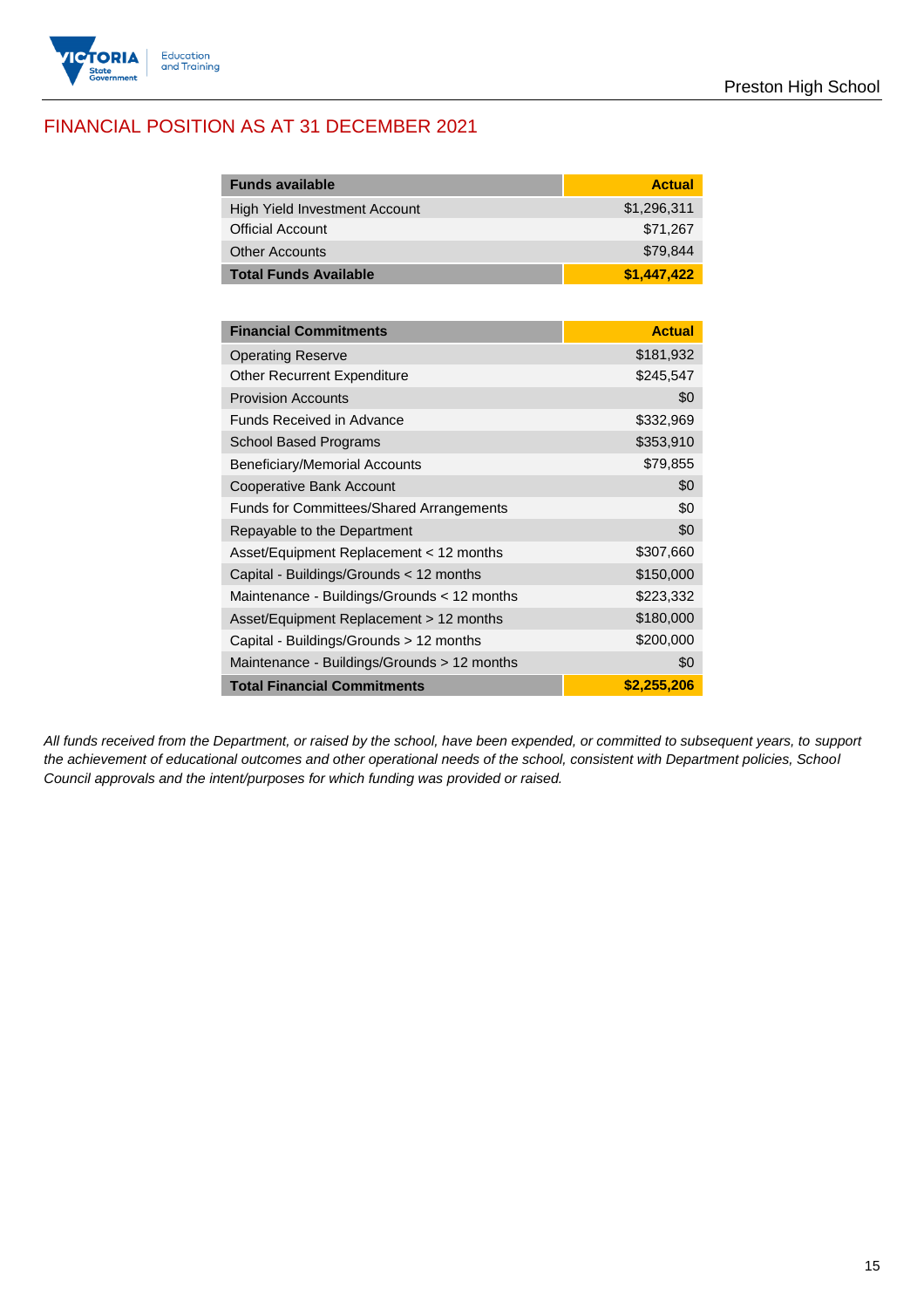# FINANCIAL POSITION AS AT 31 DECEMBER 2021

| Funds available | Actual |
| --- | --- |
| High Yield Investment Account | $1,296,311 |
| Official Account | $71,267 |
| Other Accounts | $79,844 |
| **Total Funds Available** | **$1,447,422** |

| Financial Commitments | Actual |
| --- | --- |
| Operating Reserve | $181,932 |
| Other Recurrent Expenditure | $245,547 |
| Provision Accounts | $0 |
| Funds Received in Advance | $332,969 |
| School Based Programs | $353,910 |
| Beneficiary/Memorial Accounts | $79,855 |
| Cooperative Bank Account | $0 |
| Funds for Committees/Shared Arrangements | $0 |
| Repayable to the Department | $0 |
| Asset/Equipment Replacement < 12 months | $307,660 |
| Capital - Buildings/Grounds < 12 months | $150,000 |
| Maintenance - Buildings/Grounds < 12 months | $223,332 |
| Asset/Equipment Replacement > 12 months | $180,000 |
| Capital - Buildings/Grounds > 12 months | $200,000 |
| Maintenance - Buildings/Grounds > 12 months | $0 |
| **Total Financial Commitments** | **$2,255,206** |

*All funds received from the Department, or raised by the school, have been expended, or committed to subsequent years, to support the achievement of educational outcomes and other operational needs of the school, consistent with Department policies, School Council approvals and the intent/purposes for which funding was provided or raised.*